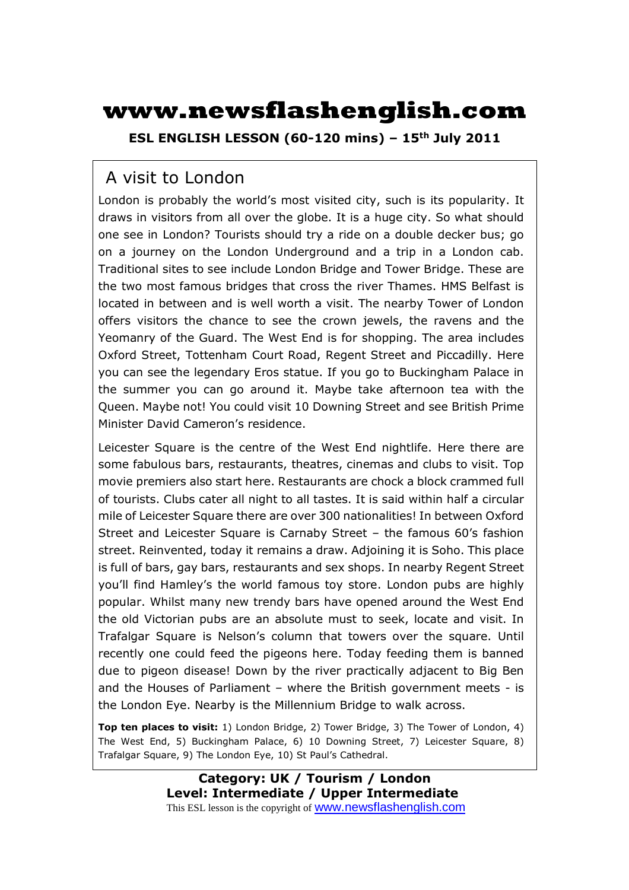# www.newsflashenglish.com

**ESL ENGLISH LESSON (60-120 mins) – 15th July 2011**

## A visit to London

London is probably the world's most visited city, such is its popularity. It draws in visitors from all over the globe. It is a huge city. So what should one see in London? Tourists should try a ride on a double decker bus; go on a journey on the London Underground and a trip in a London cab. Traditional sites to see include London Bridge and Tower Bridge. These are the two most famous bridges that cross the river Thames. HMS Belfast is located in between and is well worth a visit. The nearby Tower of London offers visitors the chance to see the crown jewels, the ravens and the Yeomanry of the Guard. The West End is for shopping. The area includes Oxford Street, Tottenham Court Road, Regent Street and Piccadilly. Here you can see the legendary Eros statue. If you go to Buckingham Palace in the summer you can go around it. Maybe take afternoon tea with the Queen. Maybe not! You could visit 10 Downing Street and see British Prime Minister David Cameron's residence.

Leicester Square is the centre of the West End nightlife. Here there are some fabulous bars, restaurants, theatres, cinemas and clubs to visit. Top movie premiers also start here. Restaurants are chock a block crammed full of tourists. Clubs cater all night to all tastes. It is said within half a circular mile of Leicester Square there are over 300 nationalities! In between Oxford Street and Leicester Square is Carnaby Street – the famous 60's fashion street. Reinvented, today it remains a draw. Adjoining it is Soho. This place is full of bars, gay bars, restaurants and sex shops. In nearby Regent Street you'll find Hamley's the world famous toy store. London pubs are highly popular. Whilst many new trendy bars have opened around the West End the old Victorian pubs are an absolute must to seek, locate and visit. In Trafalgar Square is Nelson's column that towers over the square. Until recently one could feed the pigeons here. Today feeding them is banned due to pigeon disease! Down by the river practically adjacent to Big Ben and the Houses of Parliament – where the British government meets - is the London Eye. Nearby is the Millennium Bridge to walk across.

**Top ten places to visit:** 1) London Bridge, 2) Tower Bridge, 3) The Tower of London, 4) The West End, 5) Buckingham Palace, 6) 10 Downing Street, 7) Leicester Square, 8) Trafalgar Square, 9) The London Eye, 10) St Paul's Cathedral.

**Category: UK / Tourism / London**
**Level: Intermediate / Upper Intermediate**

This ESL lesson is the copyright of www.newsflashenglish.com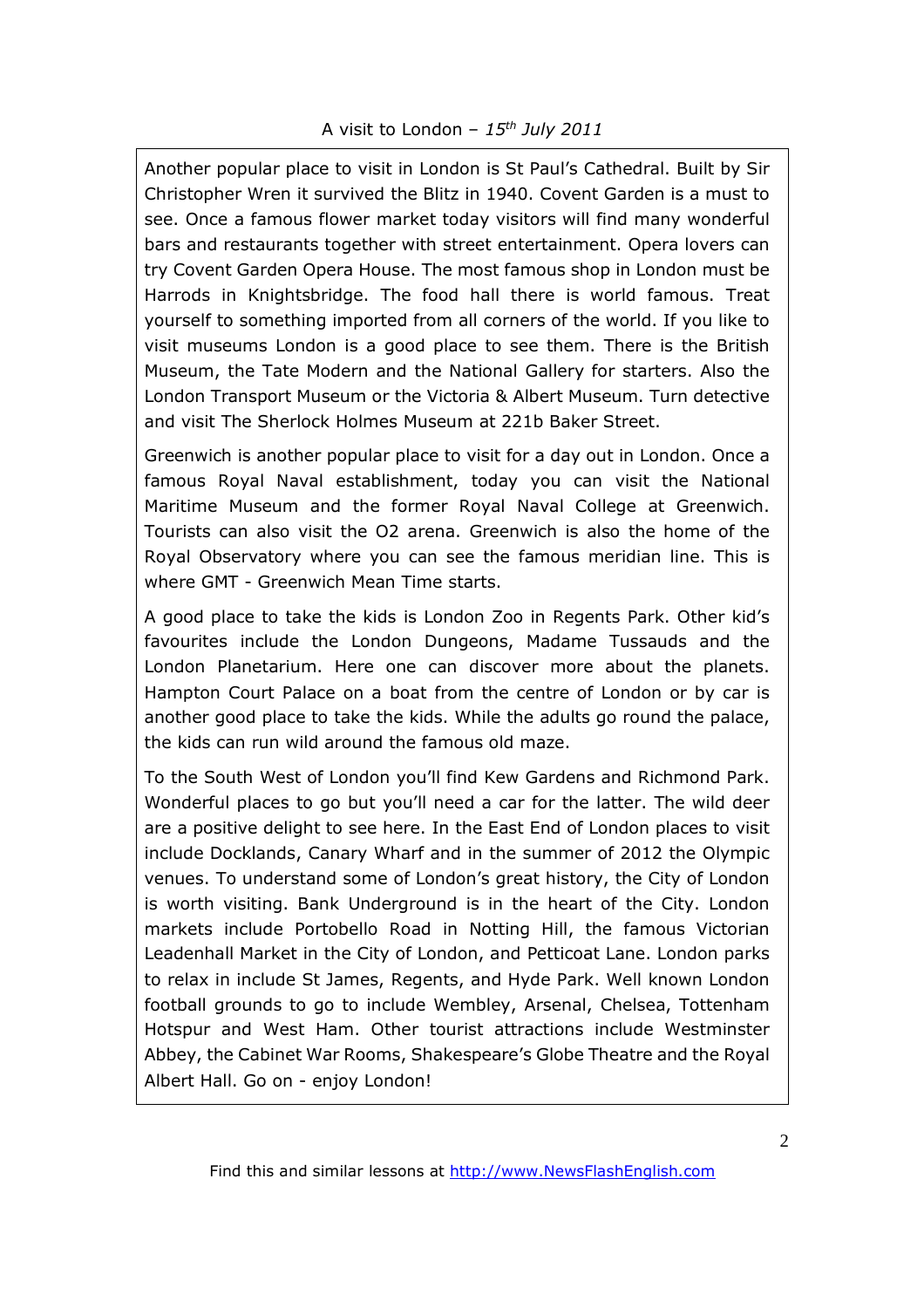A visit to London – *15th July 2011*

Another popular place to visit in London is St Paul's Cathedral. Built by Sir Christopher Wren it survived the Blitz in 1940. Covent Garden is a must to see. Once a famous flower market today visitors will find many wonderful bars and restaurants together with street entertainment. Opera lovers can try Covent Garden Opera House. The most famous shop in London must be Harrods in Knightsbridge. The food hall there is world famous. Treat yourself to something imported from all corners of the world. If you like to visit museums London is a good place to see them. There is the British Museum, the Tate Modern and the National Gallery for starters. Also the London Transport Museum or the Victoria & Albert Museum. Turn detective and visit The Sherlock Holmes Museum at 221b Baker Street.

Greenwich is another popular place to visit for a day out in London. Once a famous Royal Naval establishment, today you can visit the National Maritime Museum and the former Royal Naval College at Greenwich. Tourists can also visit the O2 arena. Greenwich is also the home of the Royal Observatory where you can see the famous meridian line. This is where GMT - Greenwich Mean Time starts.

A good place to take the kids is London Zoo in Regents Park. Other kid's favourites include the London Dungeons, Madame Tussauds and the London Planetarium. Here one can discover more about the planets. Hampton Court Palace on a boat from the centre of London or by car is another good place to take the kids. While the adults go round the palace, the kids can run wild around the famous old maze.

To the South West of London you'll find Kew Gardens and Richmond Park. Wonderful places to go but you'll need a car for the latter. The wild deer are a positive delight to see here. In the East End of London places to visit include Docklands, Canary Wharf and in the summer of 2012 the Olympic venues. To understand some of London's great history, the City of London is worth visiting. Bank Underground is in the heart of the City. London markets include Portobello Road in Notting Hill, the famous Victorian Leadenhall Market in the City of London, and Petticoat Lane. London parks to relax in include St James, Regents, and Hyde Park. Well known London football grounds to go to include Wembley, Arsenal, Chelsea, Tottenham Hotspur and West Ham. Other tourist attractions include Westminster Abbey, the Cabinet War Rooms, Shakespeare's Globe Theatre and the Royal Albert Hall. Go on - enjoy London!

Find this and similar lessons at http://www.NewsFlashEnglish.com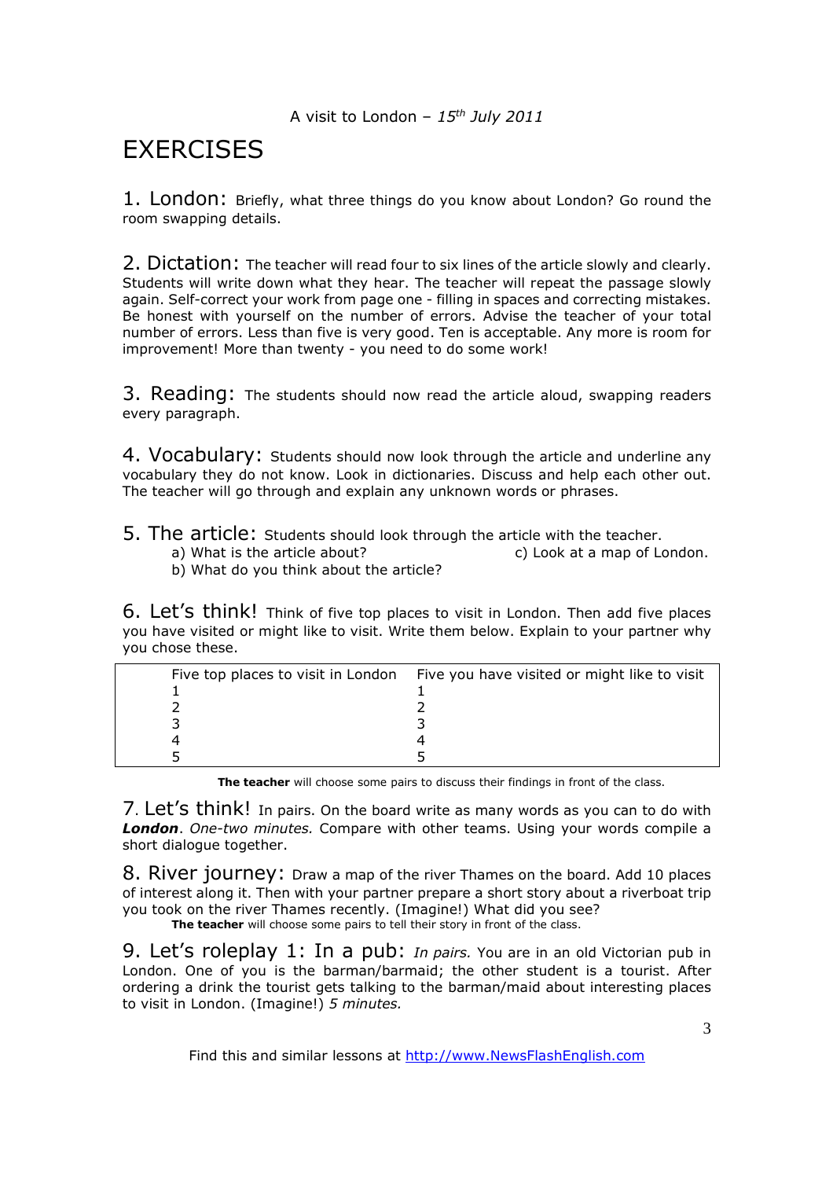A visit to London – *15th July 2011*

# EXERCISES

**1. London:** Briefly, what three things do you know about London? Go round the room swapping details.

**2. Dictation:** The teacher will read four to six lines of the article slowly and clearly. Students will write down what they hear. The teacher will repeat the passage slowly again. Self-correct your work from page one - filling in spaces and correcting mistakes. Be honest with yourself on the number of errors. Advise the teacher of your total number of errors. Less than five is very good. Ten is acceptable. Any more is room for improvement! More than twenty - you need to do some work!

**3. Reading:** The students should now read the article aloud, swapping readers every paragraph.

**4. Vocabulary:** Students should now look through the article and underline any vocabulary they do not know. Look in dictionaries. Discuss and help each other out. The teacher will go through and explain any unknown words or phrases.

**5. The article:** Students should look through the article with the teacher.

a) What is the article about?
b) What do you think about the article?
c) Look at a map of London.

**6. Let's think!** Think of five top places to visit in London. Then add five places you have visited or might like to visit. Write them below. Explain to your partner why you chose these.

| Five top places to visit in London | Five you have visited or might like to visit |
| --- | --- |
| 1 | 1 |
| 2 | 2 |
| 3 | 3 |
| 4 | 4 |
| 5 | 5 |

**The teacher** will choose some pairs to discuss their findings in front of the class.

**7. Let's think!** In pairs. On the board write as many words as you can to do with ***London***. *One-two minutes.* Compare with other teams. Using your words compile a short dialogue together.

**8. River journey:** Draw a map of the river Thames on the board. Add 10 places of interest along it. Then with your partner prepare a short story about a riverboat trip you took on the river Thames recently. (Imagine!) What did you see?

**The teacher** will choose some pairs to tell their story in front of the class.

**9. Let's roleplay 1: In a pub:** *In pairs.* You are in an old Victorian pub in London. One of you is the barman/barmaid; the other student is a tourist. After ordering a drink the tourist gets talking to the barman/maid about interesting places to visit in London. (Imagine!) *5 minutes.*

Find this and similar lessons at http://www.NewsFlashEnglish.com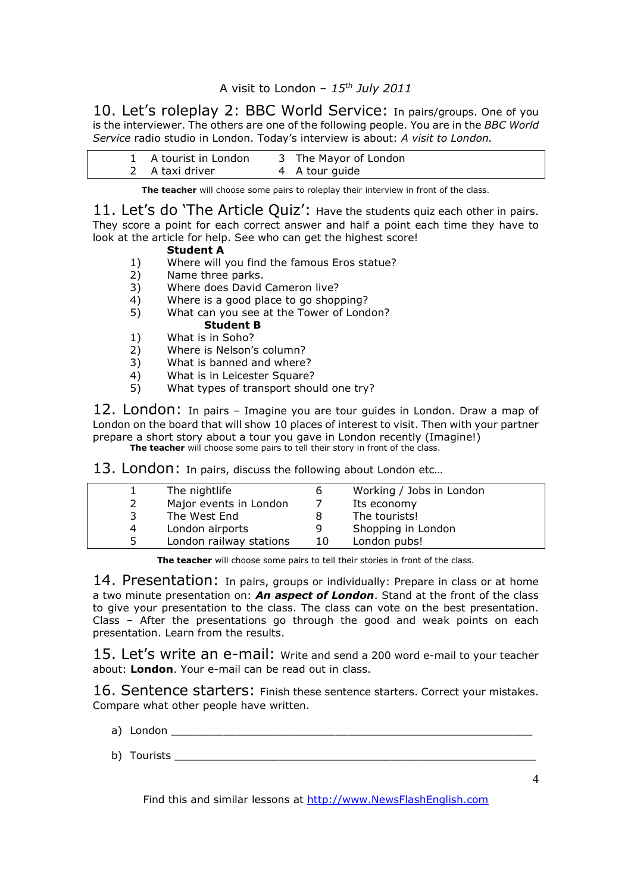A visit to London – *15th July 2011*

## 10. Let's roleplay 2: BBC World Service:

In pairs/groups. One of you is the interviewer. The others are one of the following people. You are in the *BBC World Service* radio studio in London. Today's interview is about: *A visit to London.*

| | | | |
|---|---|---|---|
| 1 | A tourist in London | 3 | The Mayor of London |
| 2 | A taxi driver | 4 | A tour guide |

**The teacher** will choose some pairs to roleplay their interview in front of the class.

## 11. Let's do 'The Article Quiz':

Have the students quiz each other in pairs. They score a point for each correct answer and half a point each time they have to look at the article for help. See who can get the highest score!

**Student A**

1) Where will you find the famous Eros statue?
2) Name three parks.
3) Where does David Cameron live?
4) Where is a good place to go shopping?
5) What can you see at the Tower of London?

**Student B**

1) What is in Soho?
2) Where is Nelson's column?
3) What is banned and where?
4) What is in Leicester Square?
5) What types of transport should one try?

## 12. London:

In pairs – Imagine you are tour guides in London. Draw a map of London on the board that will show 10 places of interest to visit. Then with your partner prepare a short story about a tour you gave in London recently (Imagine!)

**The teacher** will choose some pairs to tell their story in front of the class.

## 13. London:

In pairs, discuss the following about London etc…

| | | | |
|---|---|---|---|
| 1 | The nightlife | 6 | Working / Jobs in London |
| 2 | Major events in London | 7 | Its economy |
| 3 | The West End | 8 | The tourists! |
| 4 | London airports | 9 | Shopping in London |
| 5 | London railway stations | 10 | London pubs! |

**The teacher** will choose some pairs to tell their stories in front of the class.

## 14. Presentation:

In pairs, groups or individually: Prepare in class or at home a two minute presentation on: ***An aspect of London***. Stand at the front of the class to give your presentation to the class. The class can vote on the best presentation. Class – After the presentations go through the good and weak points on each presentation. Learn from the results.

## 15. Let's write an e-mail:

Write and send a 200 word e-mail to your teacher about: **London**. Your e-mail can be read out in class.

## 16. Sentence starters:

Finish these sentence starters. Correct your mistakes. Compare what other people have written.

a) London ___________________________________________________________

b) Tourists ___________________________________________________________

Find this and similar lessons at http://www.NewsFlashEnglish.com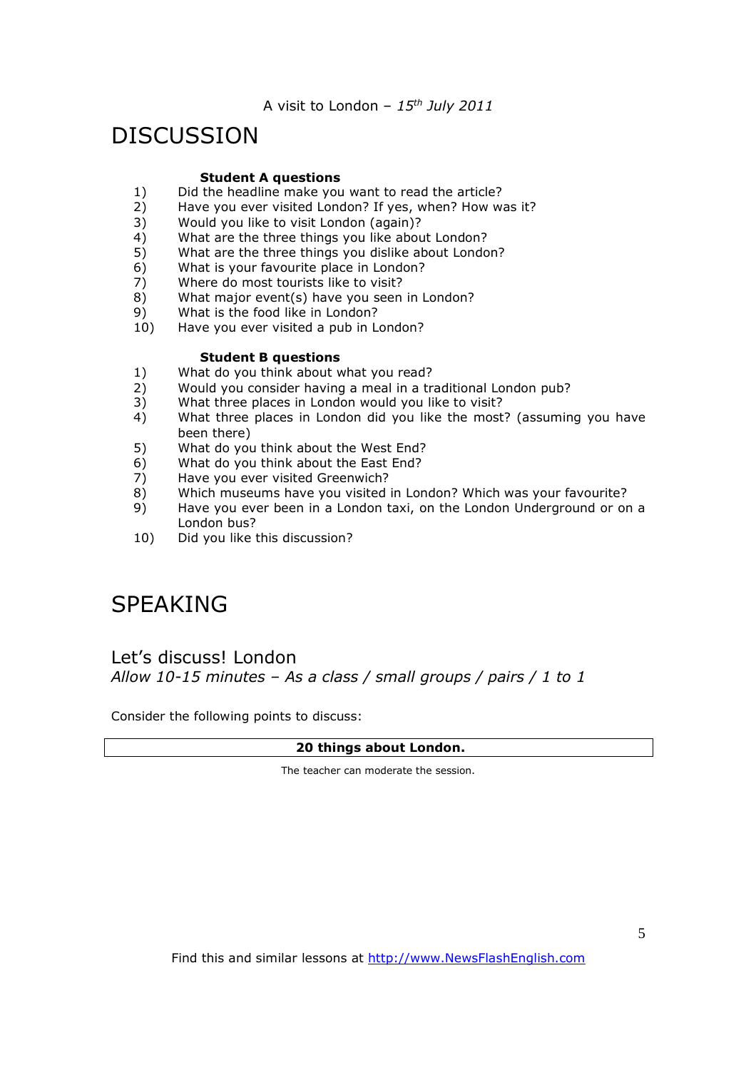# DISCUSSION

**Student A questions**

1) Did the headline make you want to read the article?
2) Have you ever visited London? If yes, when? How was it?
3) Would you like to visit London (again)?
4) What are the three things you like about London?
5) What are the three things you dislike about London?
6) What is your favourite place in London?
7) Where do most tourists like to visit?
8) What major event(s) have you seen in London?
9) What is the food like in London?
10) Have you ever visited a pub in London?

**Student B questions**

1) What do you think about what you read?
2) Would you consider having a meal in a traditional London pub?
3) What three places in London would you like to visit?
4) What three places in London did you like the most? (assuming you have been there)
5) What do you think about the West End?
6) What do you think about the East End?
7) Have you ever visited Greenwich?
8) Which museums have you visited in London? Which was your favourite?
9) Have you ever been in a London taxi, on the London Underground or on a London bus?
10) Did you like this discussion?

# SPEAKING

## Let's discuss! London

*Allow 10-15 minutes – As a class / small groups / pairs / 1 to 1*

Consider the following points to discuss:

| **20 things about London.** |
|---|

The teacher can moderate the session.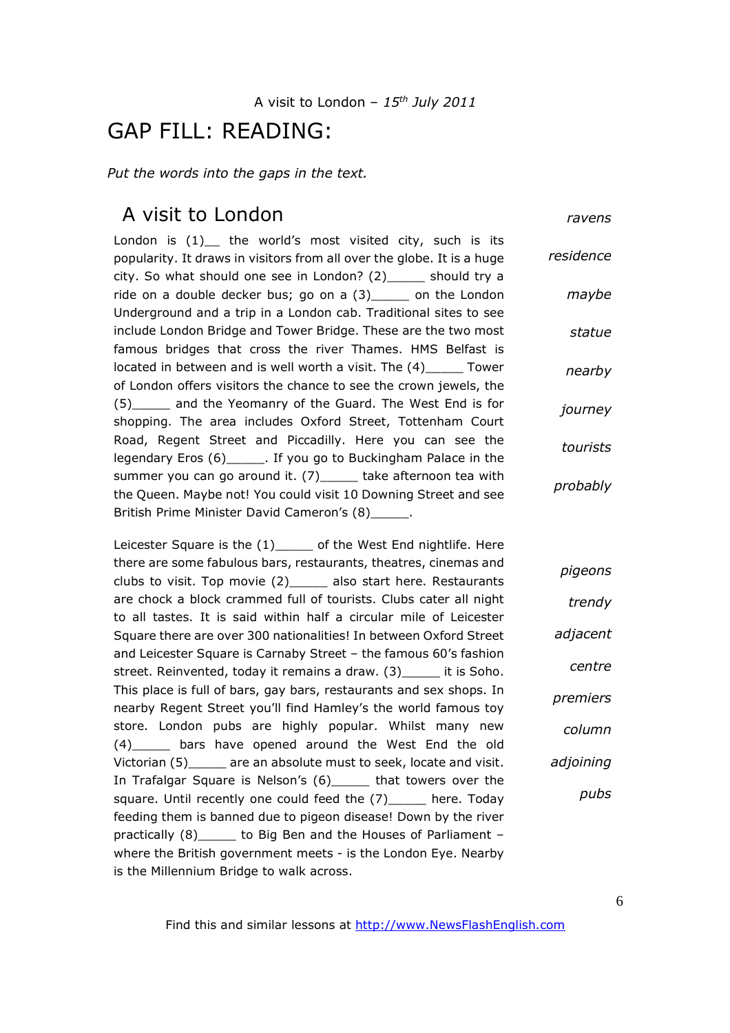A visit to London – *15th July 2011*

# GAP FILL: READING:

*Put the words into the gaps in the text.*

## A visit to London

London is (1)__ the world's most visited city, such is its popularity. It draws in visitors from all over the globe. It is a huge city. So what should one see in London? (2)_____ should try a ride on a double decker bus; go on a (3)_____ on the London Underground and a trip in a London cab. Traditional sites to see include London Bridge and Tower Bridge. These are the two most famous bridges that cross the river Thames. HMS Belfast is located in between and is well worth a visit. The (4)_____ Tower of London offers visitors the chance to see the crown jewels, the (5)_____ and the Yeomanry of the Guard. The West End is for shopping. The area includes Oxford Street, Tottenham Court Road, Regent Street and Piccadilly. Here you can see the legendary Eros (6)_____. If you go to Buckingham Palace in the summer you can go around it. (7)_____ take afternoon tea with the Queen. Maybe not! You could visit 10 Downing Street and see British Prime Minister David Cameron's (8)_____.

*ravens*

*residence*

*maybe*

*statue*

*nearby*

*journey*

*tourists*

*probably*

Leicester Square is the (1)_____ of the West End nightlife. Here there are some fabulous bars, restaurants, theatres, cinemas and clubs to visit. Top movie (2)_____ also start here. Restaurants are chock a block crammed full of tourists. Clubs cater all night to all tastes. It is said within half a circular mile of Leicester Square there are over 300 nationalities! In between Oxford Street and Leicester Square is Carnaby Street – the famous 60's fashion street. Reinvented, today it remains a draw. (3)_____ it is Soho. This place is full of bars, gay bars, restaurants and sex shops. In nearby Regent Street you'll find Hamley's the world famous toy store. London pubs are highly popular. Whilst many new (4)_____ bars have opened around the West End the old Victorian (5)_____ are an absolute must to seek, locate and visit. In Trafalgar Square is Nelson's (6)_____ that towers over the square. Until recently one could feed the (7)_____ here. Today feeding them is banned due to pigeon disease! Down by the river practically (8)_____ to Big Ben and the Houses of Parliament – where the British government meets - is the London Eye. Nearby is the Millennium Bridge to walk across.

*pigeons*

*trendy*

*adjacent*

*centre*

*premiers*

*column*

*adjoining*

*pubs*

Find this and similar lessons at http://www.NewsFlashEnglish.com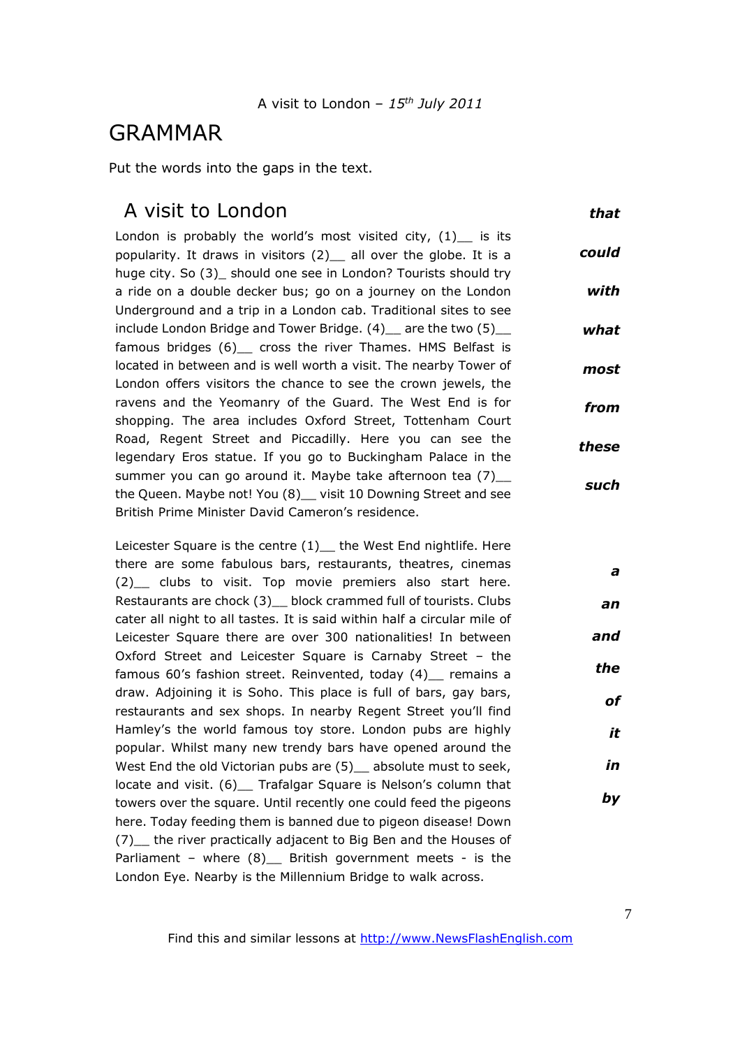A visit to London – *15th July 2011*

# GRAMMAR

Put the words into the gaps in the text.

## A visit to London

London is probably the world's most visited city, (1)__ is its popularity. It draws in visitors (2)__ all over the globe. It is a huge city. So (3)_ should one see in London? Tourists should try a ride on a double decker bus; go on a journey on the London Underground and a trip in a London cab. Traditional sites to see include London Bridge and Tower Bridge. (4)__ are the two (5)__ famous bridges (6)__ cross the river Thames. HMS Belfast is located in between and is well worth a visit. The nearby Tower of London offers visitors the chance to see the crown jewels, the ravens and the Yeomanry of the Guard. The West End is for shopping. The area includes Oxford Street, Tottenham Court Road, Regent Street and Piccadilly. Here you can see the legendary Eros statue. If you go to Buckingham Palace in the summer you can go around it. Maybe take afternoon tea (7)__ the Queen. Maybe not! You (8)__ visit 10 Downing Street and see British Prime Minister David Cameron's residence.

***that***

***could***

***with***

***what***

***most***

***from***

***these***

***such***

Leicester Square is the centre (1)__ the West End nightlife. Here there are some fabulous bars, restaurants, theatres, cinemas (2)__ clubs to visit. Top movie premiers also start here. Restaurants are chock (3)__ block crammed full of tourists. Clubs cater all night to all tastes. It is said within half a circular mile of Leicester Square there are over 300 nationalities! In between Oxford Street and Leicester Square is Carnaby Street – the famous 60's fashion street. Reinvented, today (4)__ remains a draw. Adjoining it is Soho. This place is full of bars, gay bars, restaurants and sex shops. In nearby Regent Street you'll find Hamley's the world famous toy store. London pubs are highly popular. Whilst many new trendy bars have opened around the West End the old Victorian pubs are (5)__ absolute must to seek, locate and visit. (6)__ Trafalgar Square is Nelson's column that towers over the square. Until recently one could feed the pigeons here. Today feeding them is banned due to pigeon disease! Down (7)__ the river practically adjacent to Big Ben and the Houses of Parliament – where (8)__ British government meets - is the London Eye. Nearby is the Millennium Bridge to walk across.

***a***

***an***

***and***

***the***

***of***

***it***

***in***

***by***

Find this and similar lessons at http://www.NewsFlashEnglish.com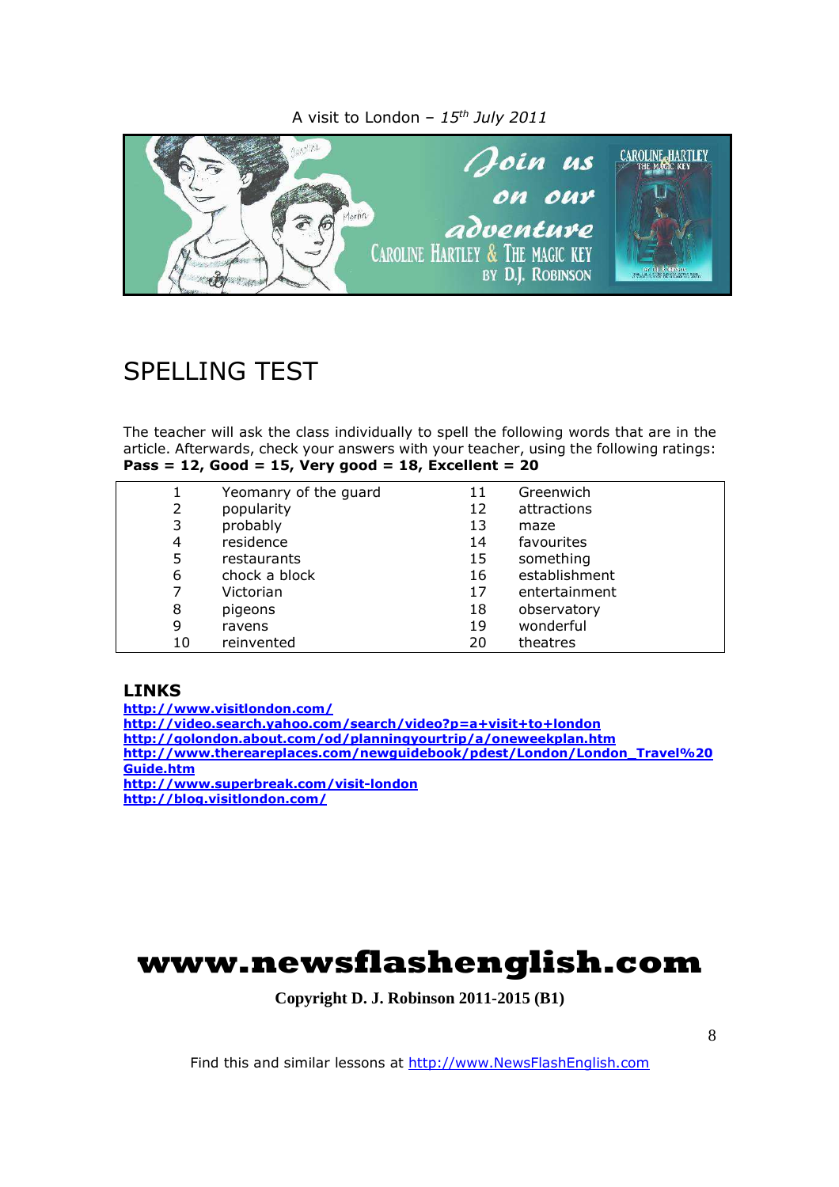# SPELLING TEST

The teacher will ask the class individually to spell the following words that are in the article. Afterwards, check your answers with your teacher, using the following ratings:
**Pass = 12, Good = 15, Very good = 18, Excellent = 20**

| | | | |
|---|---|---|---|
| 1 | Yeomanry of the guard | 11 | Greenwich |
| 2 | popularity | 12 | attractions |
| 3 | probably | 13 | maze |
| 4 | residence | 14 | favourites |
| 5 | restaurants | 15 | something |
| 6 | chock a block | 16 | establishment |
| 7 | Victorian | 17 | entertainment |
| 8 | pigeons | 18 | observatory |
| 9 | ravens | 19 | wonderful |
| 10 | reinvented | 20 | theatres |

## LINKS

**http://www.visitlondon.com/**
**http://video.search.yahoo.com/search/video?p=a+visit+to+london**
**http://golondon.about.com/od/planningyourtrip/a/oneweekplan.htm**
**http://www.thereareplaces.com/newguidebook/pdest/London/London_Travel%20Guide.htm**
**http://www.superbreak.com/visit-london**
**http://blog.visitlondon.com/**

# www.newsflashenglish.com

**Copyright D. J. Robinson 2011-2015 (B1)**